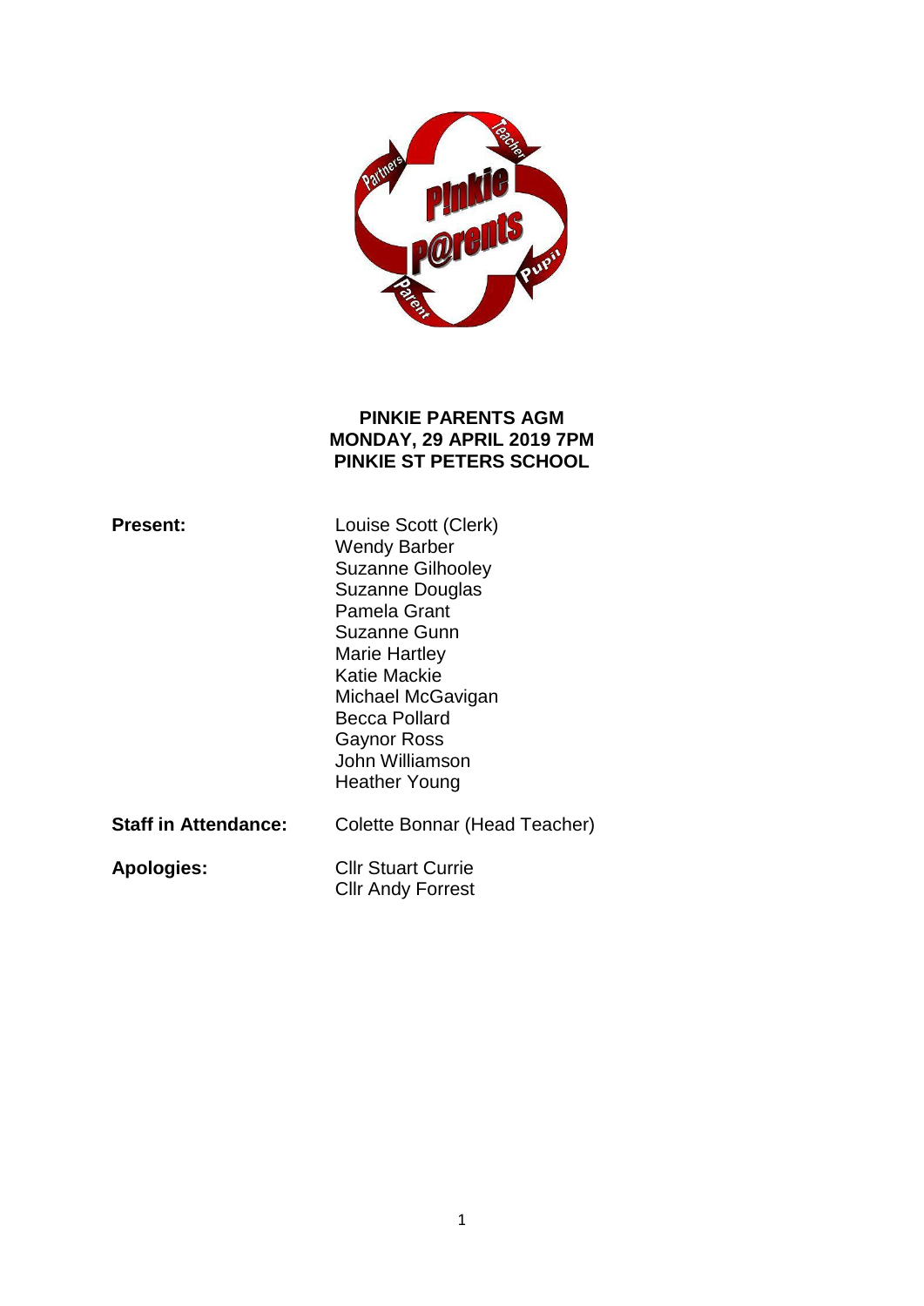# PINKIE PARENTS AGM
## MONDAY, 29 APRIL 2019 7PM
## PINKIE ST PETERS SCHOOL

**Present:**

Louise Scott (Clerk)
Wendy Barber
Suzanne Gilhooley
Suzanne Douglas
Pamela Grant
Suzanne Gunn
Marie Hartley
Katie Mackie
Michael McGavigan
Becca Pollard
Gaynor Ross
John Williamson
Heather Young

**Staff in Attendance:** Colette Bonnar (Head Teacher)

**Apologies:**

Cllr Stuart Currie
Cllr Andy Forrest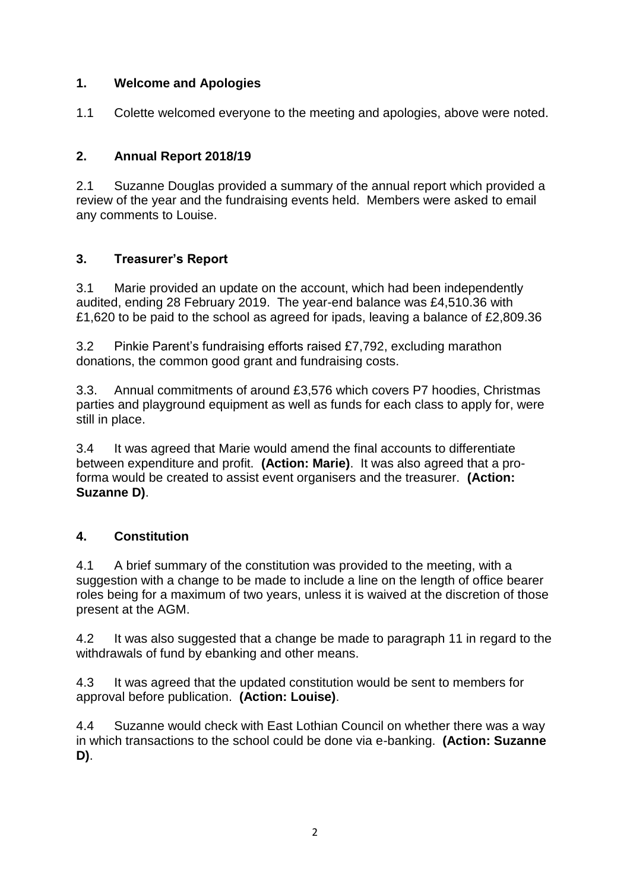## 1. Welcome and Apologies

1.1 Colette welcomed everyone to the meeting and apologies, above were noted.

## 2. Annual Report 2018/19

2.1 Suzanne Douglas provided a summary of the annual report which provided a review of the year and the fundraising events held. Members were asked to email any comments to Louise.

## 3. Treasurer's Report

3.1 Marie provided an update on the account, which had been independently audited, ending 28 February 2019. The year-end balance was £4,510.36 with £1,620 to be paid to the school as agreed for ipads, leaving a balance of £2,809.36

3.2 Pinkie Parent's fundraising efforts raised £7,792, excluding marathon donations, the common good grant and fundraising costs.

3.3. Annual commitments of around £3,576 which covers P7 hoodies, Christmas parties and playground equipment as well as funds for each class to apply for, were still in place.

3.4 It was agreed that Marie would amend the final accounts to differentiate between expenditure and profit. **(Action: Marie)**. It was also agreed that a pro-forma would be created to assist event organisers and the treasurer. **(Action: Suzanne D)**.

## 4. Constitution

4.1 A brief summary of the constitution was provided to the meeting, with a suggestion with a change to be made to include a line on the length of office bearer roles being for a maximum of two years, unless it is waived at the discretion of those present at the AGM.

4.2 It was also suggested that a change be made to paragraph 11 in regard to the withdrawals of fund by ebanking and other means.

4.3 It was agreed that the updated constitution would be sent to members for approval before publication. **(Action: Louise)**.

4.4 Suzanne would check with East Lothian Council on whether there was a way in which transactions to the school could be done via e-banking. **(Action: Suzanne D)**.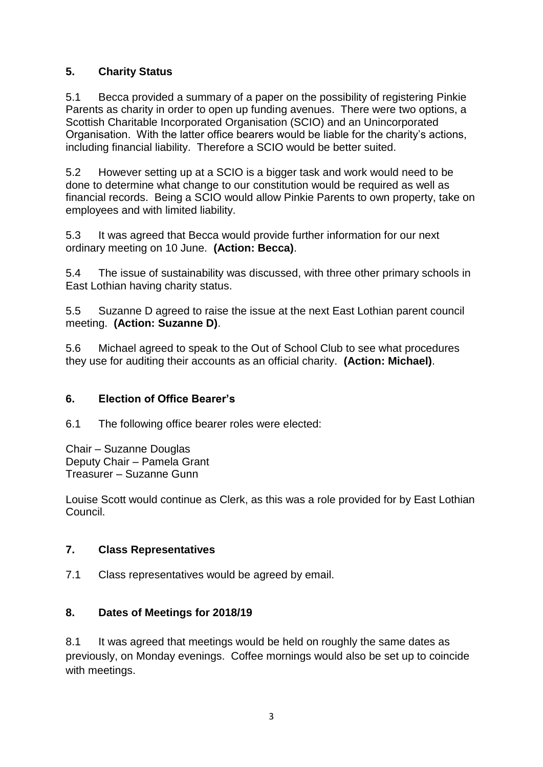## 5. Charity Status

5.1 Becca provided a summary of a paper on the possibility of registering Pinkie Parents as charity in order to open up funding avenues. There were two options, a Scottish Charitable Incorporated Organisation (SCIO) and an Unincorporated Organisation. With the latter office bearers would be liable for the charity's actions, including financial liability. Therefore a SCIO would be better suited.

5.2 However setting up at a SCIO is a bigger task and work would need to be done to determine what change to our constitution would be required as well as financial records. Being a SCIO would allow Pinkie Parents to own property, take on employees and with limited liability.

5.3 It was agreed that Becca would provide further information for our next ordinary meeting on 10 June. **(Action: Becca)**.

5.4 The issue of sustainability was discussed, with three other primary schools in East Lothian having charity status.

5.5 Suzanne D agreed to raise the issue at the next East Lothian parent council meeting. **(Action: Suzanne D)**.

5.6 Michael agreed to speak to the Out of School Club to see what procedures they use for auditing their accounts as an official charity. **(Action: Michael)**.

## 6. Election of Office Bearer's

6.1 The following office bearer roles were elected:

Chair – Suzanne Douglas
Deputy Chair – Pamela Grant
Treasurer – Suzanne Gunn

Louise Scott would continue as Clerk, as this was a role provided for by East Lothian Council.

## 7. Class Representatives

7.1 Class representatives would be agreed by email.

## 8. Dates of Meetings for 2018/19

8.1 It was agreed that meetings would be held on roughly the same dates as previously, on Monday evenings. Coffee mornings would also be set up to coincide with meetings.